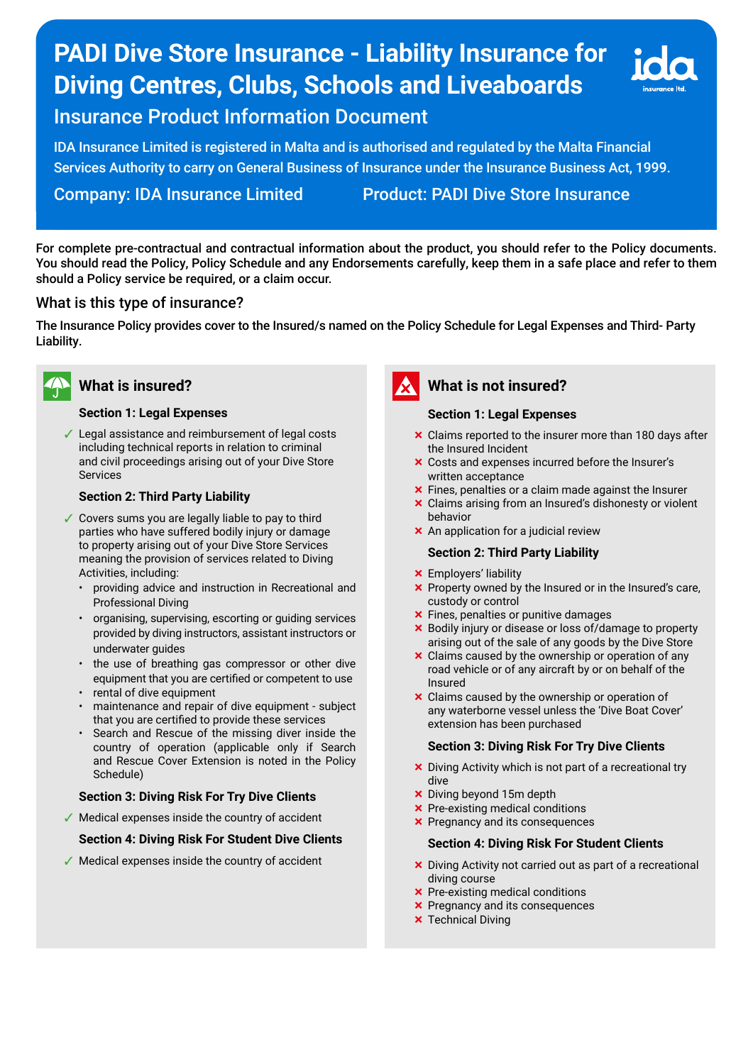# PADI Dive Store Insurance - Liability Insurance for Diving Centres, Clubs, Schools and Liveaboards

## Insurance Product Information Document

IDA Insurance Limited is registered in Malta and is authorised and regulated by the Malta Financial Services Authority to carry on General Business of Insurance under the Insurance Business Act, 1999.

Company: IDA Insurance Limited Product: PADI Dive Store Insurance

**For complete pre-contractual and contractual information about the product, you should refer to the Policy documents. You should read the Policy, Policy Schedule and any Endorsements carefully, keep them in a safe place and refer to them should a Policy service be required, or a claim occur.**

### What is this type of insurance?

**The Insurance Policy provides cover to the Insured/s named on the Policy Schedule for Legal Expenses and Third- Party Liability.**

### What is insured?

**Section 1: Legal Expenses**

- ✓ Legal assistance and reimbursement of legal costs including technical reports in relation to criminal and civil proceedings arising out of your Dive Store Services

**Section 2: Third Party Liability**

- ✓ Covers sums you are legally liable to pay to third parties who have suffered bodily injury or damage to property arising out of your Dive Store Services meaning the provision of services related to Diving Activities, including:
  - providing advice and instruction in Recreational and Professional Diving
  - organising, supervising, escorting or guiding services provided by diving instructors, assistant instructors or underwater guides
  - the use of breathing gas compressor or other dive equipment that you are certified or competent to use
  - rental of dive equipment
  - maintenance and repair of dive equipment - subject that you are certified to provide these services
  - Search and Rescue of the missing diver inside the country of operation (applicable only if Search and Rescue Cover Extension is noted in the Policy Schedule)

**Section 3: Diving Risk For Try Dive Clients**

- ✓ Medical expenses inside the country of accident

**Section 4: Diving Risk For Student Dive Clients**

- ✓ Medical expenses inside the country of accident

### What is not insured?

**Section 1: Legal Expenses**

- ✗ Claims reported to the insurer more than 180 days after the Insured Incident
- ✗ Costs and expenses incurred before the Insurer's written acceptance
- ✗ Fines, penalties or a claim made against the Insurer
- ✗ Claims arising from an Insured's dishonesty or violent behavior
- ✗ An application for a judicial review

**Section 2: Third Party Liability**

- ✗ Employers' liability
- ✗ Property owned by the Insured or in the Insured's care, custody or control
- ✗ Fines, penalties or punitive damages
- ✗ Bodily injury or disease or loss of/damage to property arising out of the sale of any goods by the Dive Store
- ✗ Claims caused by the ownership or operation of any road vehicle or of any aircraft by or on behalf of the Insured
- ✗ Claims caused by the ownership or operation of any waterborne vessel unless the 'Dive Boat Cover' extension has been purchased

**Section 3: Diving Risk For Try Dive Clients**

- ✗ Diving Activity which is not part of a recreational try dive
- ✗ Diving beyond 15m depth
- ✗ Pre-existing medical conditions
- ✗ Pregnancy and its consequences

**Section 4: Diving Risk For Student Clients**

- ✗ Diving Activity not carried out as part of a recreational diving course
- ✗ Pre-existing medical conditions
- ✗ Pregnancy and its consequences
- ✗ Technical Diving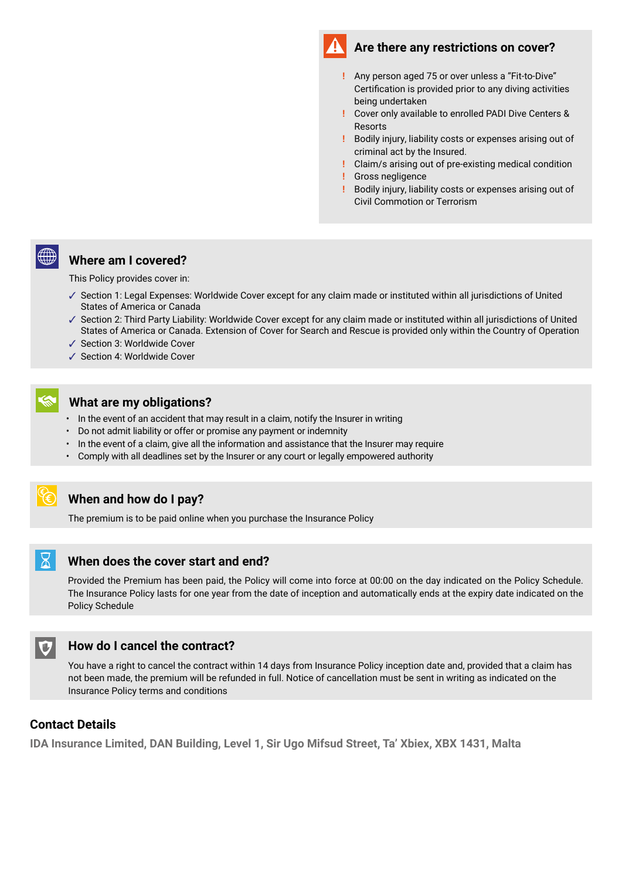## Are there any restrictions on cover?

- ! Any person aged 75 or over unless a "Fit-to-Dive" Certification is provided prior to any diving activities being undertaken
- ! Cover only available to enrolled PADI Dive Centers & Resorts
- ! Bodily injury, liability costs or expenses arising out of criminal act by the Insured.
- ! Claim/s arising out of pre-existing medical condition
- ! Gross negligence
- ! Bodily injury, liability costs or expenses arising out of Civil Commotion or Terrorism

## Where am I covered?

This Policy provides cover in:

- ✓ Section 1: Legal Expenses: Worldwide Cover except for any claim made or instituted within all jurisdictions of United States of America or Canada
- ✓ Section 2: Third Party Liability: Worldwide Cover except for any claim made or instituted within all jurisdictions of United States of America or Canada. Extension of Cover for Search and Rescue is provided only within the Country of Operation
- ✓ Section 3: Worldwide Cover
- ✓ Section 4: Worldwide Cover

## What are my obligations?

- In the event of an accident that may result in a claim, notify the Insurer in writing
- Do not admit liability or offer or promise any payment or indemnity
- In the event of a claim, give all the information and assistance that the Insurer may require
- Comply with all deadlines set by the Insurer or any court or legally empowered authority

## When and how do I pay?

The premium is to be paid online when you purchase the Insurance Policy

## When does the cover start and end?

Provided the Premium has been paid, the Policy will come into force at 00:00 on the day indicated on the Policy Schedule. The Insurance Policy lasts for one year from the date of inception and automatically ends at the expiry date indicated on the Policy Schedule

## How do I cancel the contract?

You have a right to cancel the contract within 14 days from Insurance Policy inception date and, provided that a claim has not been made, the premium will be refunded in full. Notice of cancellation must be sent in writing as indicated on the Insurance Policy terms and conditions

## Contact Details

**IDA Insurance Limited, DAN Building, Level 1, Sir Ugo Mifsud Street, Ta' Xbiex, XBX 1431, Malta**